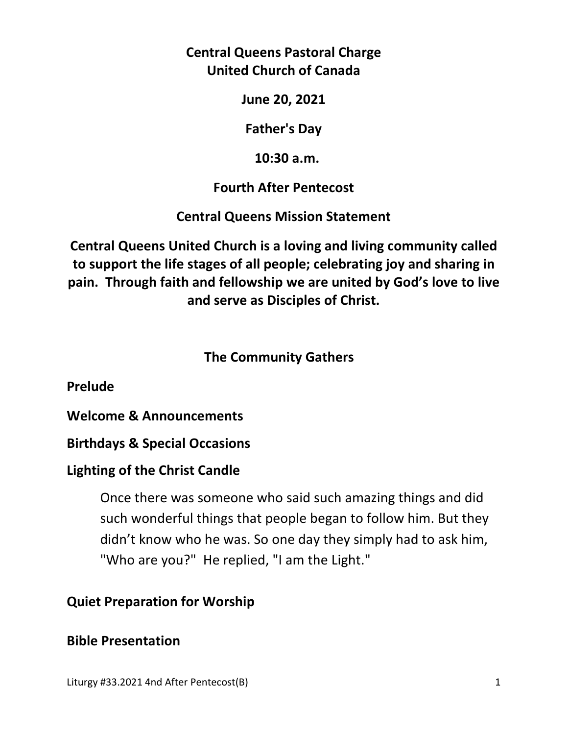**Central Queens Pastoral Charge**
**United Church of Canada**

**June 20, 2021**

**Father's Day**

**10:30 a.m.**

**Fourth After Pentecost**

**Central Queens Mission Statement**

**Central Queens United Church is a loving and living community called to support the life stages of all people; celebrating joy and sharing in pain. Through faith and fellowship we are united by God's love to live and serve as Disciples of Christ.**

## The Community Gathers

**Prelude**

**Welcome & Announcements**

**Birthdays & Special Occasions**

**Lighting of the Christ Candle**

> Once there was someone who said such amazing things and did such wonderful things that people began to follow him. But they didn't know who he was. So one day they simply had to ask him, "Who are you?" He replied, "I am the Light."

**Quiet Preparation for Worship**

**Bible Presentation**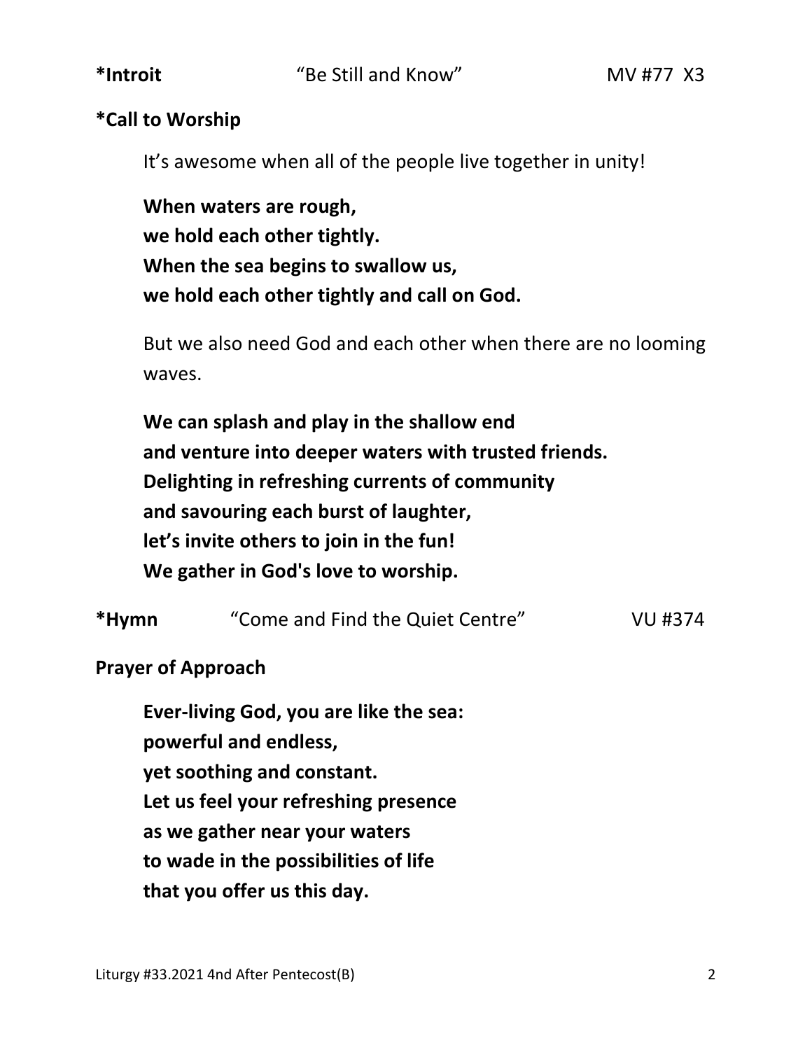**\*Introit** "Be Still and Know" MV #77 X3

**\*Call to Worship**

It's awesome when all of the people live together in unity!

**When waters are rough,**
**we hold each other tightly.**
**When the sea begins to swallow us,**
**we hold each other tightly and call on God.**

But we also need God and each other when there are no looming waves.

**We can splash and play in the shallow end**
**and venture into deeper waters with trusted friends.**
**Delighting in refreshing currents of community**
**and savouring each burst of laughter,**
**let's invite others to join in the fun!**
**We gather in God's love to worship.**

**\*Hymn** "Come and Find the Quiet Centre" VU #374

**Prayer of Approach**

**Ever-living God, you are like the sea:**
**powerful and endless,**
**yet soothing and constant.**
**Let us feel your refreshing presence**
**as we gather near your waters**
**to wade in the possibilities of life**
**that you offer us this day.**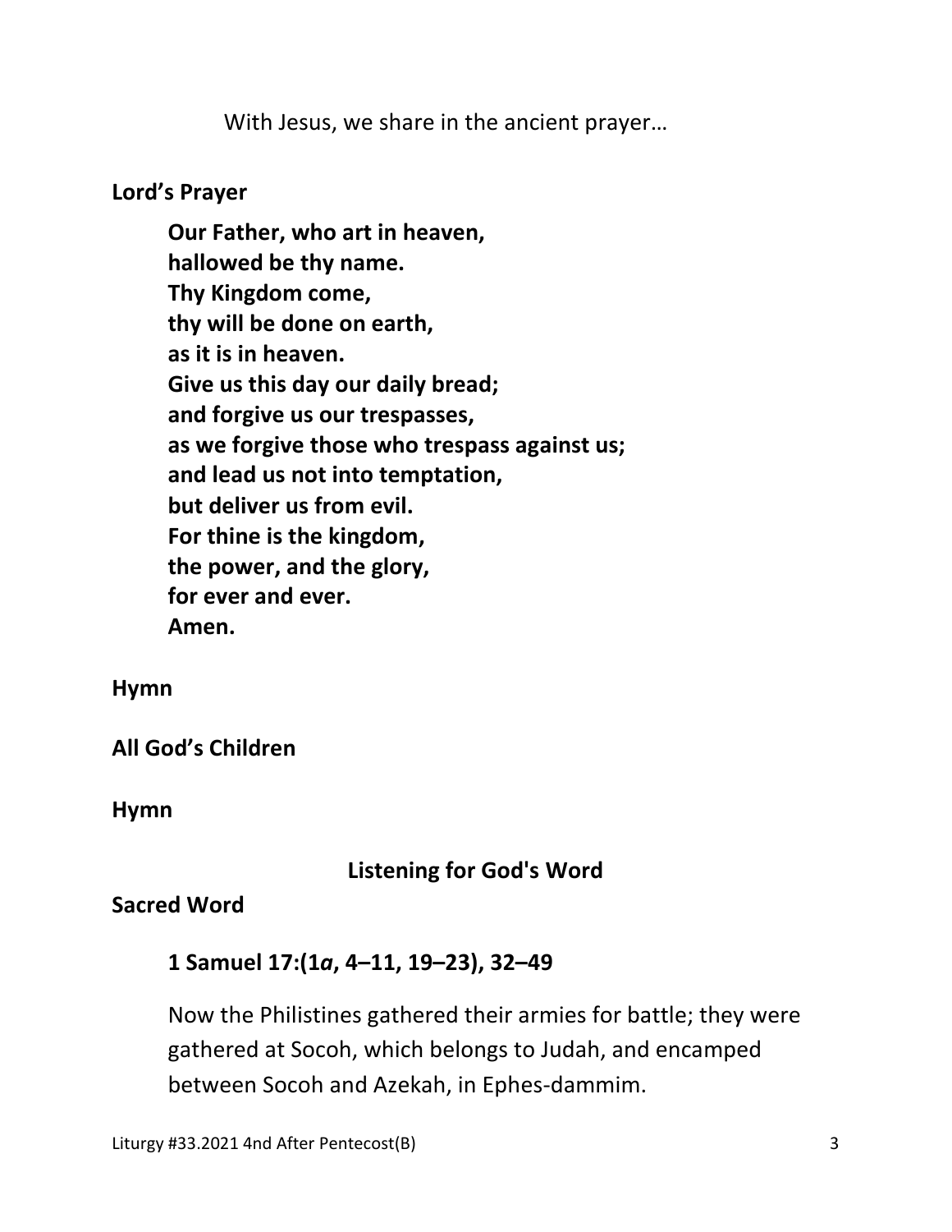With Jesus, we share in the ancient prayer…

**Lord's Prayer**

**Our Father, who art in heaven,**
**hallowed be thy name.**
**Thy Kingdom come,**
**thy will be done on earth,**
**as it is in heaven.**
**Give us this day our daily bread;**
**and forgive us our trespasses,**
**as we forgive those who trespass against us;**
**and lead us not into temptation,**
**but deliver us from evil.**
**For thine is the kingdom,**
**the power, and the glory,**
**for ever and ever.**
**Amen.**

**Hymn**

**All God's Children**

**Hymn**

**Listening for God's Word**

**Sacred Word**

**1 Samuel 17:(1*a*, 4–11, 19–23), 32–49**

Now the Philistines gathered their armies for battle; they were gathered at Socoh, which belongs to Judah, and encamped between Socoh and Azekah, in Ephes-dammim.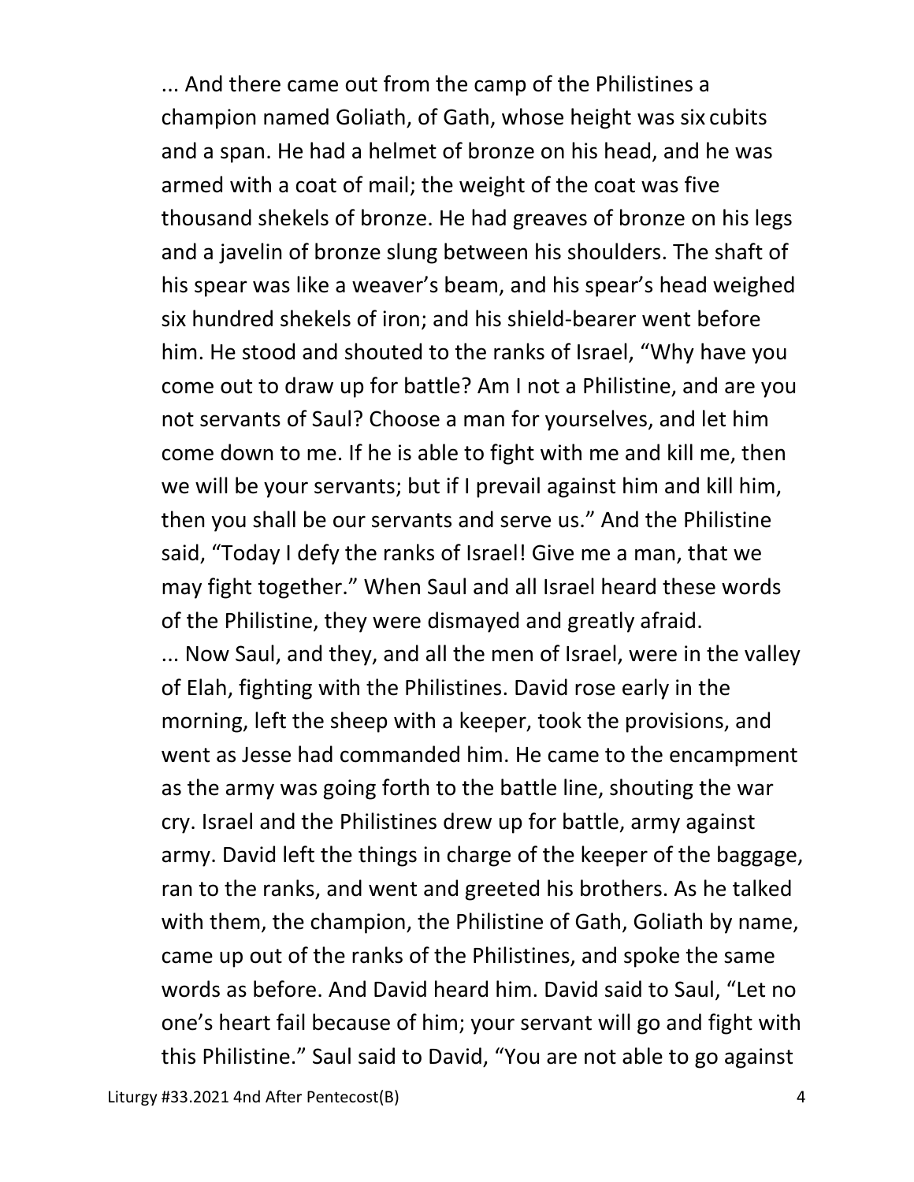... And there came out from the camp of the Philistines a champion named Goliath, of Gath, whose height was six cubits and a span. He had a helmet of bronze on his head, and he was armed with a coat of mail; the weight of the coat was five thousand shekels of bronze. He had greaves of bronze on his legs and a javelin of bronze slung between his shoulders. The shaft of his spear was like a weaver's beam, and his spear's head weighed six hundred shekels of iron; and his shield-bearer went before him. He stood and shouted to the ranks of Israel, "Why have you come out to draw up for battle? Am I not a Philistine, and are you not servants of Saul? Choose a man for yourselves, and let him come down to me. If he is able to fight with me and kill me, then we will be your servants; but if I prevail against him and kill him, then you shall be our servants and serve us." And the Philistine said, "Today I defy the ranks of Israel! Give me a man, that we may fight together." When Saul and all Israel heard these words of the Philistine, they were dismayed and greatly afraid.

... Now Saul, and they, and all the men of Israel, were in the valley of Elah, fighting with the Philistines. David rose early in the morning, left the sheep with a keeper, took the provisions, and went as Jesse had commanded him. He came to the encampment as the army was going forth to the battle line, shouting the war cry. Israel and the Philistines drew up for battle, army against army. David left the things in charge of the keeper of the baggage, ran to the ranks, and went and greeted his brothers. As he talked with them, the champion, the Philistine of Gath, Goliath by name, came up out of the ranks of the Philistines, and spoke the same words as before. And David heard him. David said to Saul, "Let no one's heart fail because of him; your servant will go and fight with this Philistine." Saul said to David, "You are not able to go against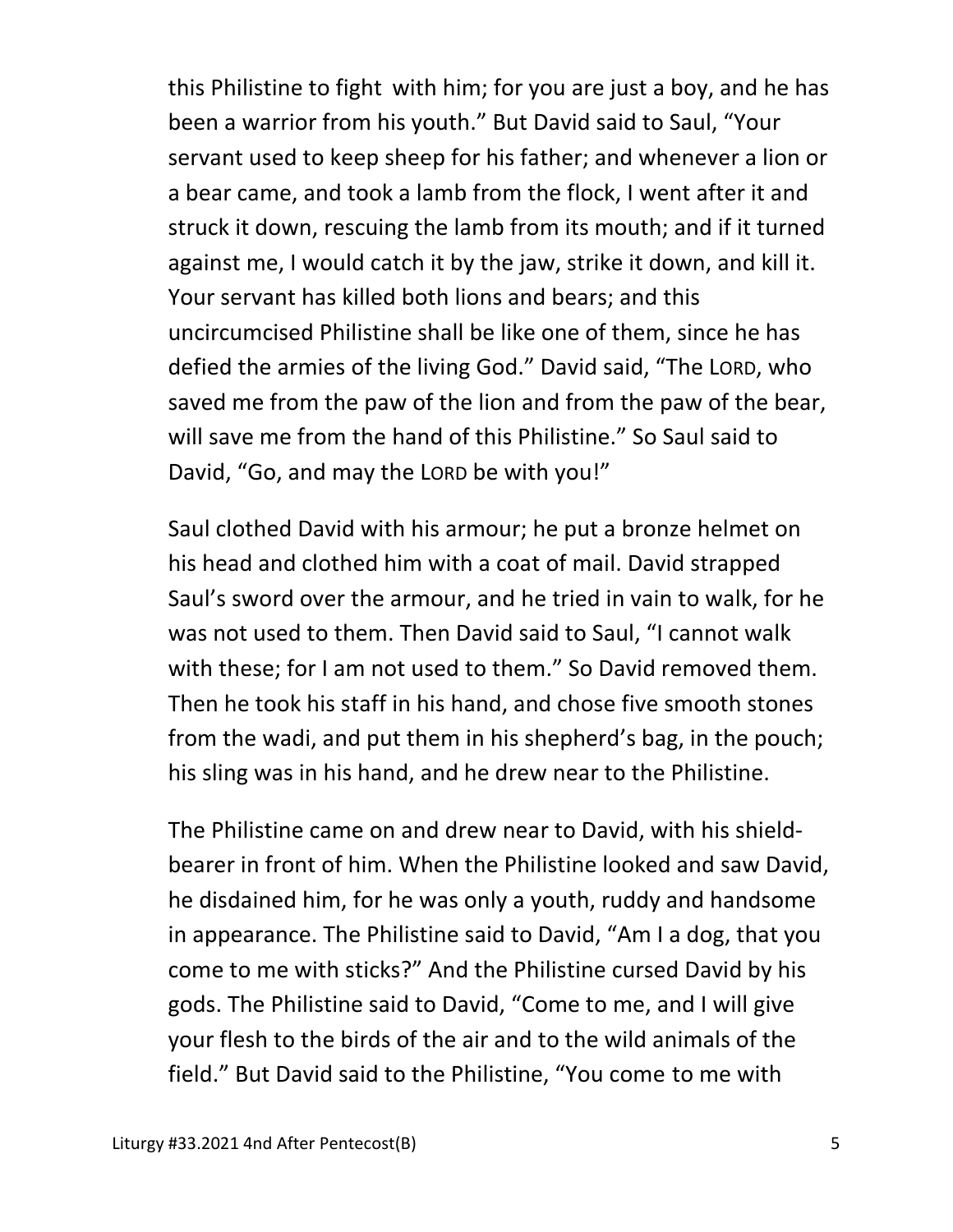this Philistine to fight with him; for you are just a boy, and he has been a warrior from his youth." But David said to Saul, "Your servant used to keep sheep for his father; and whenever a lion or a bear came, and took a lamb from the flock, I went after it and struck it down, rescuing the lamb from its mouth; and if it turned against me, I would catch it by the jaw, strike it down, and kill it. Your servant has killed both lions and bears; and this uncircumcised Philistine shall be like one of them, since he has defied the armies of the living God." David said, "The LORD, who saved me from the paw of the lion and from the paw of the bear, will save me from the hand of this Philistine." So Saul said to David, "Go, and may the LORD be with you!"

Saul clothed David with his armour; he put a bronze helmet on his head and clothed him with a coat of mail. David strapped Saul's sword over the armour, and he tried in vain to walk, for he was not used to them. Then David said to Saul, "I cannot walk with these; for I am not used to them." So David removed them. Then he took his staff in his hand, and chose five smooth stones from the wadi, and put them in his shepherd's bag, in the pouch; his sling was in his hand, and he drew near to the Philistine.

The Philistine came on and drew near to David, with his shield-bearer in front of him. When the Philistine looked and saw David, he disdained him, for he was only a youth, ruddy and handsome in appearance. The Philistine said to David, "Am I a dog, that you come to me with sticks?" And the Philistine cursed David by his gods. The Philistine said to David, "Come to me, and I will give your flesh to the birds of the air and to the wild animals of the field." But David said to the Philistine, "You come to me with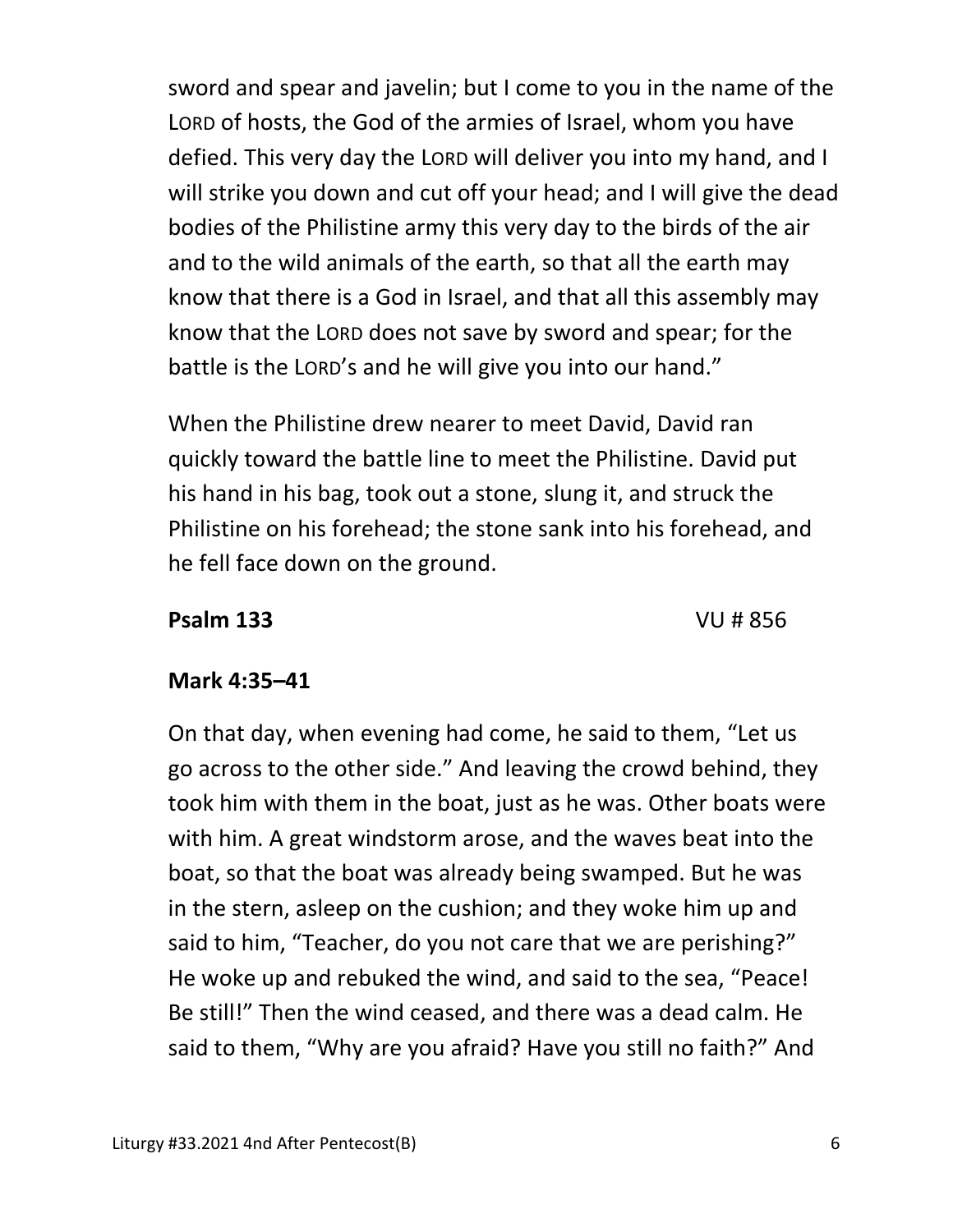sword and spear and javelin; but I come to you in the name of the LORD of hosts, the God of the armies of Israel, whom you have defied. This very day the LORD will deliver you into my hand, and I will strike you down and cut off your head; and I will give the dead bodies of the Philistine army this very day to the birds of the air and to the wild animals of the earth, so that all the earth may know that there is a God in Israel, and that all this assembly may know that the LORD does not save by sword and spear; for the battle is the LORD's and he will give you into our hand."

When the Philistine drew nearer to meet David, David ran quickly toward the battle line to meet the Philistine. David put his hand in his bag, took out a stone, slung it, and struck the Philistine on his forehead; the stone sank into his forehead, and he fell face down on the ground.

**Psalm 133** VU # 856

**Mark 4:35–41**

On that day, when evening had come, he said to them, "Let us go across to the other side." And leaving the crowd behind, they took him with them in the boat, just as he was. Other boats were with him. A great windstorm arose, and the waves beat into the boat, so that the boat was already being swamped. But he was in the stern, asleep on the cushion; and they woke him up and said to him, "Teacher, do you not care that we are perishing?" He woke up and rebuked the wind, and said to the sea, "Peace! Be still!" Then the wind ceased, and there was a dead calm. He said to them, "Why are you afraid? Have you still no faith?" And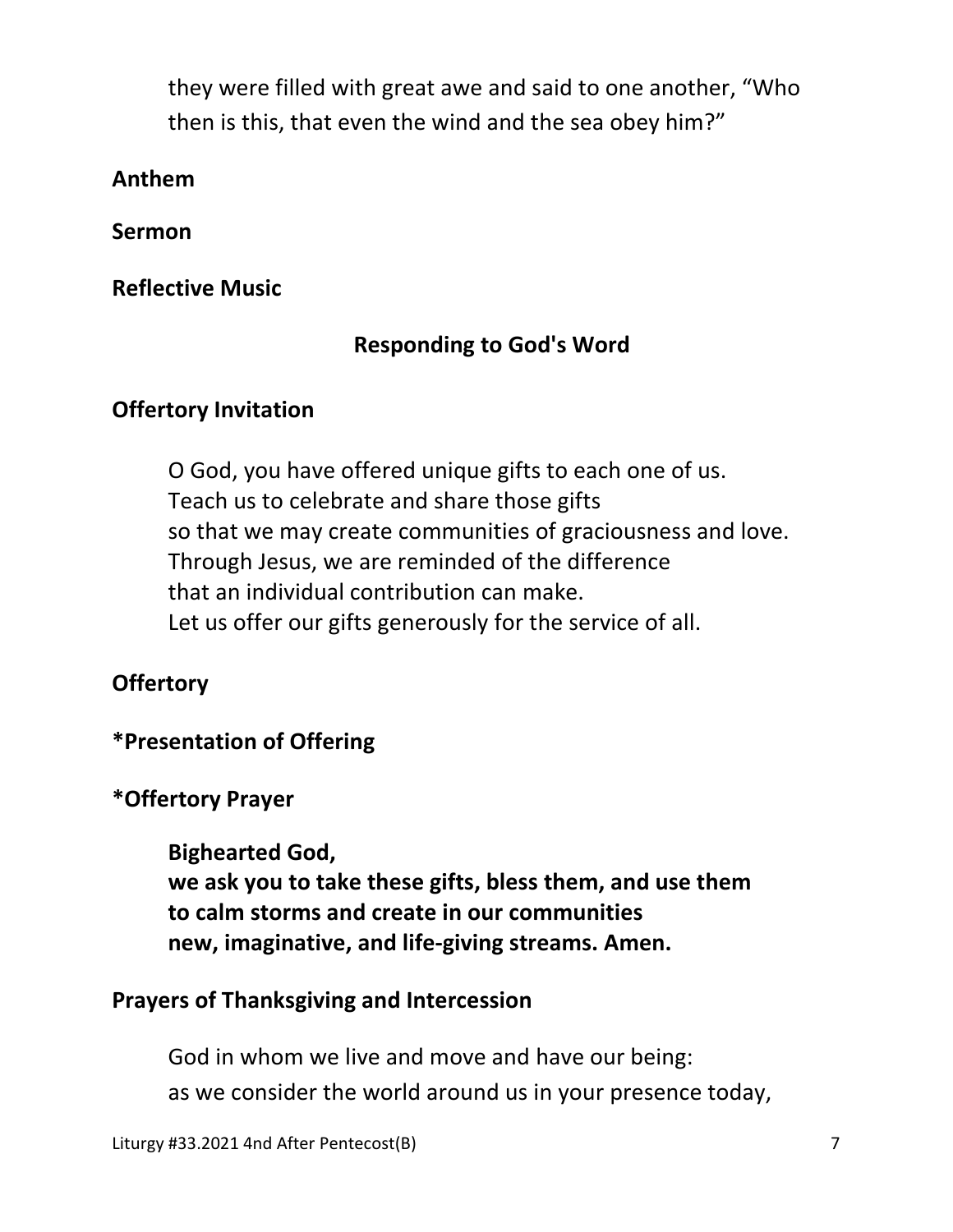they were filled with great awe and said to one another, "Who then is this, that even the wind and the sea obey him?"

**Anthem**

**Sermon**

**Reflective Music**

## Responding to God's Word

**Offertory Invitation**

O God, you have offered unique gifts to each one of us.
Teach us to celebrate and share those gifts
so that we may create communities of graciousness and love.
Through Jesus, we are reminded of the difference
that an individual contribution can make.
Let us offer our gifts generously for the service of all.

**Offertory**

**\*Presentation of Offering**

**\*Offertory Prayer**

**Bighearted God,**
**we ask you to take these gifts, bless them, and use them**
**to calm storms and create in our communities**
**new, imaginative, and life-giving streams. Amen.**

**Prayers of Thanksgiving and Intercession**

God in whom we live and move and have our being:
as we consider the world around us in your presence today,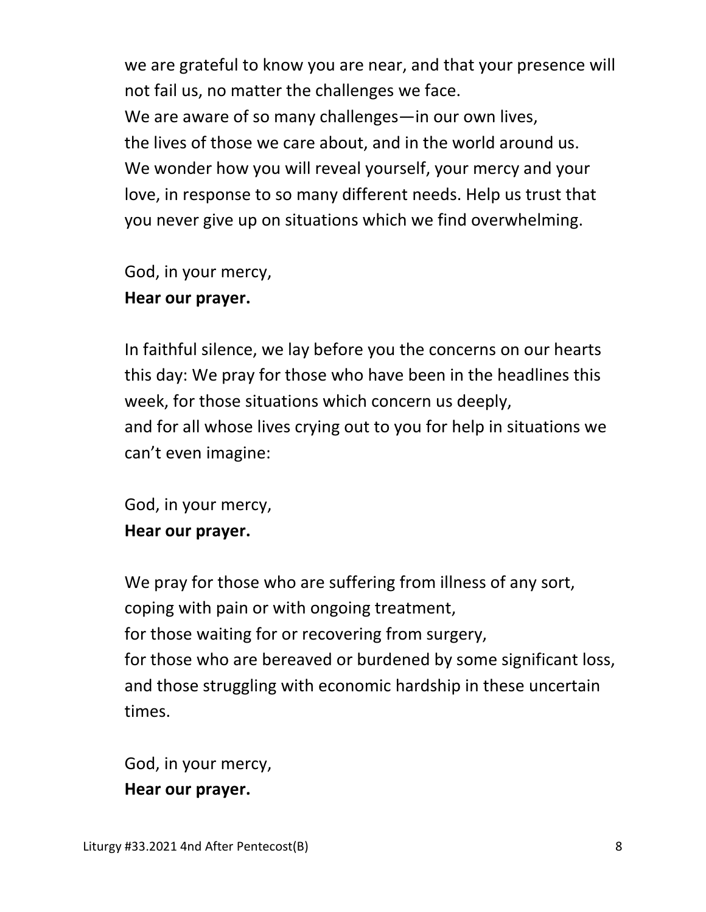we are grateful to know you are near, and that your presence will not fail us, no matter the challenges we face.
We are aware of so many challenges—in our own lives,
the lives of those we care about, and in the world around us.
We wonder how you will reveal yourself, your mercy and your love, in response to so many different needs. Help us trust that you never give up on situations which we find overwhelming.

God, in your mercy,
**Hear our prayer.**

In faithful silence, we lay before you the concerns on our hearts this day: We pray for those who have been in the headlines this week, for those situations which concern us deeply,
and for all whose lives crying out to you for help in situations we can't even imagine:

God, in your mercy,
**Hear our prayer.**

We pray for those who are suffering from illness of any sort,
coping with pain or with ongoing treatment,
for those waiting for or recovering from surgery,
for those who are bereaved or burdened by some significant loss,
and those struggling with economic hardship in these uncertain times.

God, in your mercy,
**Hear our prayer.**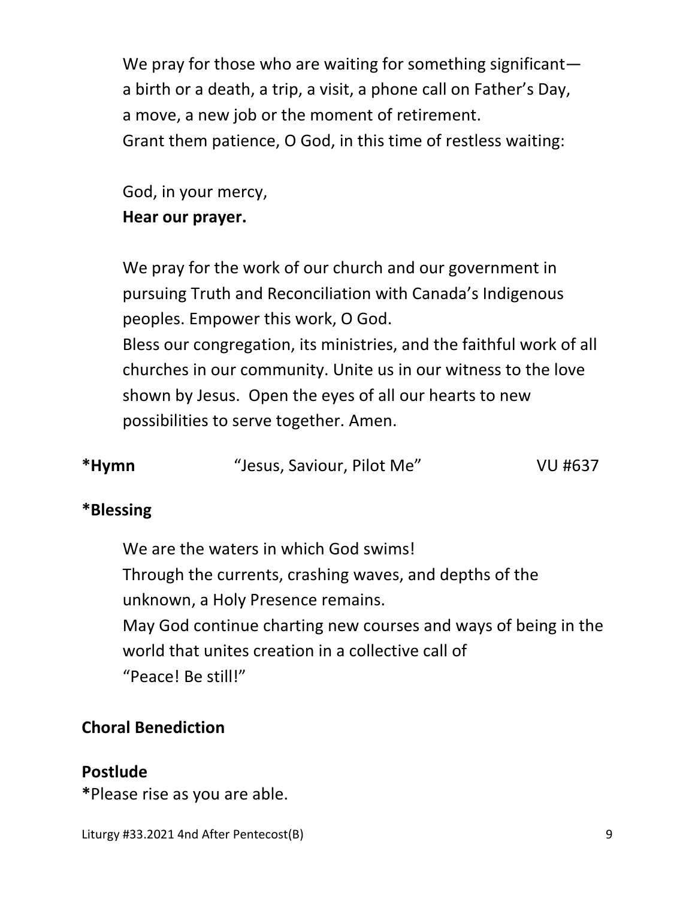We pray for those who are waiting for something significant—
a birth or a death, a trip, a visit, a phone call on Father's Day,
a move, a new job or the moment of retirement.
Grant them patience, O God, in this time of restless waiting:

God, in your mercy,
**Hear our prayer.**

We pray for the work of our church and our government in pursuing Truth and Reconciliation with Canada's Indigenous peoples. Empower this work, O God.
Bless our congregation, its ministries, and the faithful work of all churches in our community. Unite us in our witness to the love shown by Jesus. Open the eyes of all our hearts to new possibilities to serve together. Amen.

**\*Hymn** "Jesus, Saviour, Pilot Me" VU #637

**\*Blessing**

We are the waters in which God swims!
Through the currents, crashing waves, and depths of the unknown, a Holy Presence remains.
May God continue charting new courses and ways of being in the world that unites creation in a collective call of
"Peace! Be still!"

**Choral Benediction**

**Postlude**
**\***Please rise as you are able.